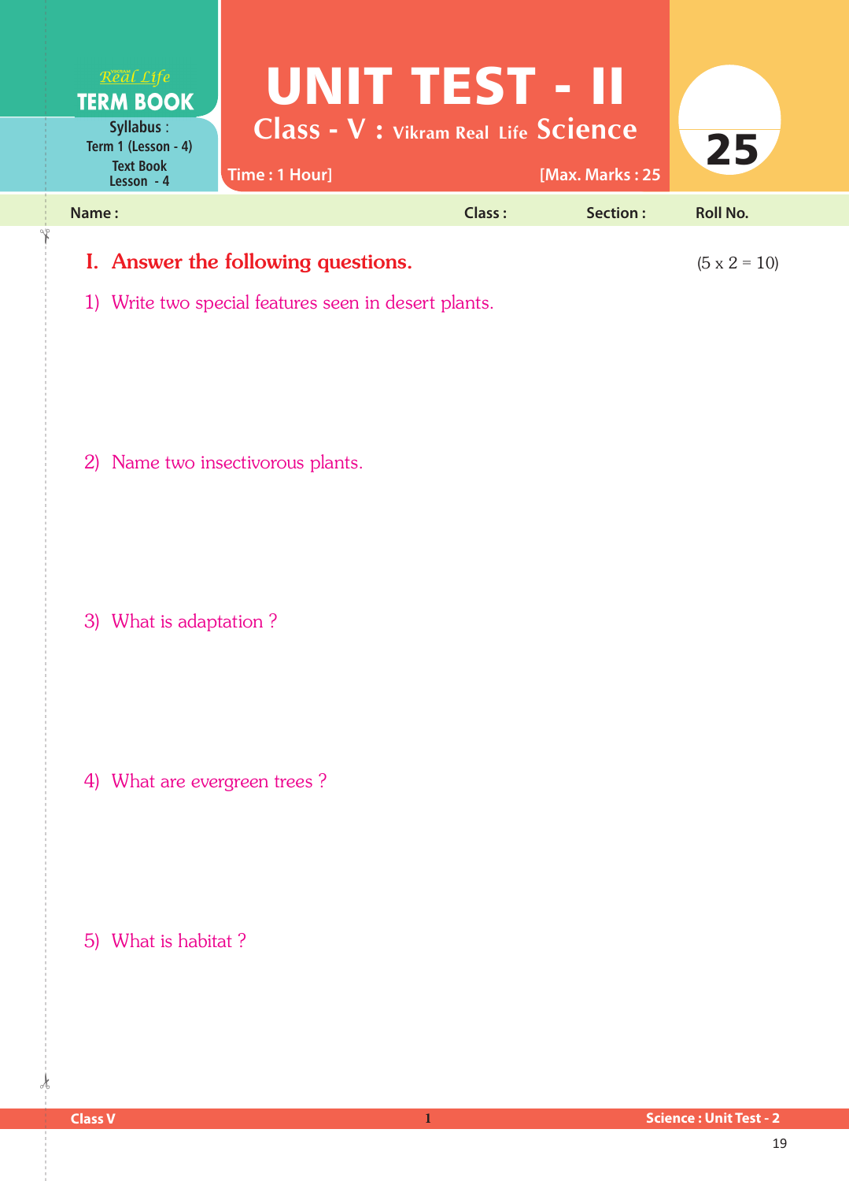Real Life **TERM BOOK**

Syllabus : Term 1 (Lesson - 4)
Text Book Lesson - 4

# UNIT TEST - II

## Class - V : Vikram Real Life Science

Time : 1 Hour] [Max. Marks : 25

25

Name : Class : Section : Roll No.

### I. Answer the following questions. (5 x 2 = 10)

1) Write two special features seen in desert plants.

2) Name two insectivorous plants.

3) What is adaptation ?

4) What are evergreen trees ?

5) What is habitat ?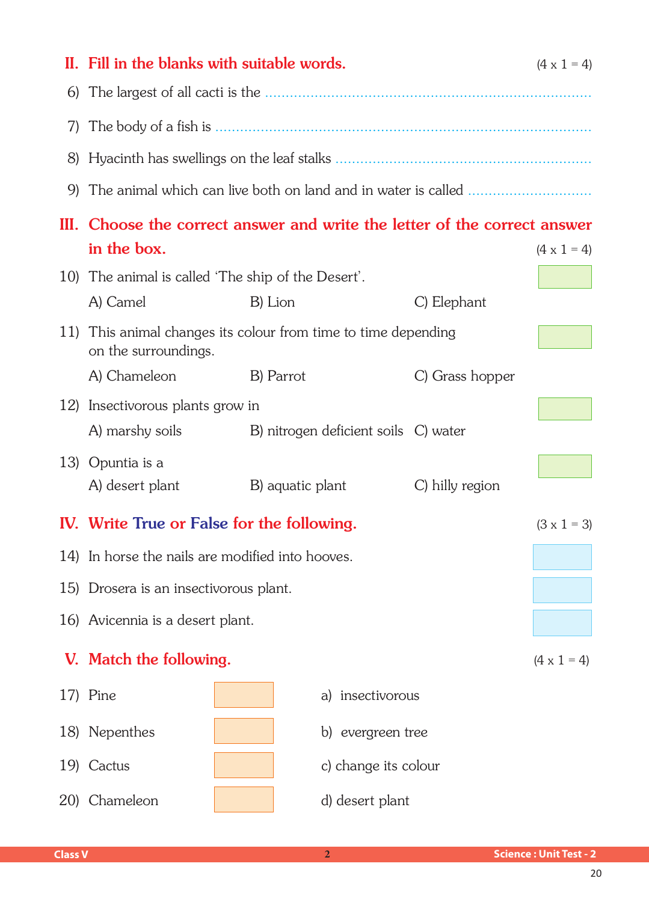## II. Fill in the blanks with suitable words. (4 x 1 = 4)

6) The largest of all cacti is the ..........................................

7) The body of a fish is ..........................................

8) Hyacinth has swellings on the leaf stalks ..........................................

9) The animal which can live both on land and in water is called ..........................

## III. Choose the correct answer and write the letter of the correct answer in the box. (4 x 1 = 4)

10) The animal is called 'The ship of the Desert'. [ ]

A) Camel B) Lion C) Elephant

11) This animal changes its colour from time to time depending on the surroundings. [ ]

A) Chameleon B) Parrot C) Grass hopper

12) Insectivorous plants grow in [ ]

A) marshy soils B) nitrogen deficient soils C) water

13) Opuntia is a [ ]

A) desert plant B) aquatic plant C) hilly region

## IV. Write True or False for the following. (3 x 1 = 3)

14) In horse the nails are modified into hooves. [ ]

15) Drosera is an insectivorous plant. [ ]

16) Avicennia is a desert plant. [ ]

## V. Match the following. (4 x 1 = 4)

| | | |
|---|---|---|
| 17) Pine | [ ] | a) insectivorous |
| 18) Nepenthes | [ ] | b) evergreen tree |
| 19) Cactus | [ ] | c) change its colour |
| 20) Chameleon | [ ] | d) desert plant |